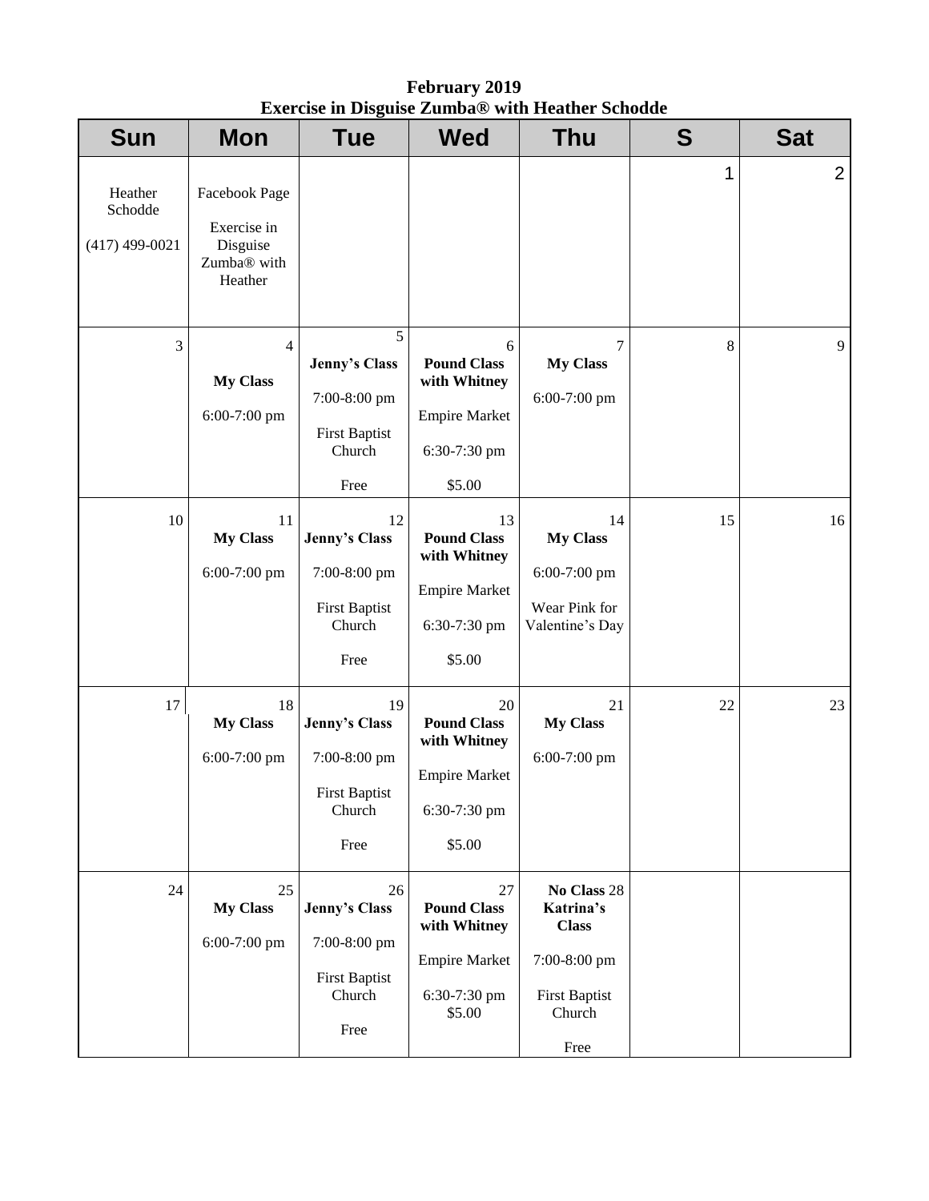**February 2019**
**Exercise in Disguise Zumba® with Heather Schodde**

| Sun | Mon | Tue | Wed | Thu | S | Sat |
|---|---|---|---|---|---|---|
| Heather Schodde<br><br>(417) 499-0021 | Facebook Page<br><br>Exercise in Disguise Zumba® with Heather | | | | 1 | 2 |
| 3 | 4<br>**My Class**<br>6:00-7:00 pm | 5<br>**Jenny's Class**<br>7:00-8:00 pm<br>First Baptist Church<br>Free | 6<br>**Pound Class with Whitney**<br>Empire Market<br>6:30-7:30 pm<br>$5.00 | 7<br>**My Class**<br>6:00-7:00 pm | 8 | 9 |
| 10 | 11<br>**My Class**<br>6:00-7:00 pm | 12<br>**Jenny's Class**<br>7:00-8:00 pm<br>First Baptist Church<br>Free | 13<br>**Pound Class with Whitney**<br>Empire Market<br>6:30-7:30 pm<br>$5.00 | 14<br>**My Class**<br>6:00-7:00 pm<br>Wear Pink for Valentine's Day | 15 | 16 |
| 17 | 18<br>**My Class**<br>6:00-7:00 pm | 19<br>**Jenny's Class**<br>7:00-8:00 pm<br>First Baptist Church<br>Free | 20<br>**Pound Class with Whitney**<br>Empire Market<br>6:30-7:30 pm<br>$5.00 | 21<br>**My Class**<br>6:00-7:00 pm | 22 | 23 |
| 24 | 25<br>**My Class**<br>6:00-7:00 pm | 26<br>**Jenny's Class**<br>7:00-8:00 pm<br>First Baptist Church<br>Free | 27<br>**Pound Class with Whitney**<br>Empire Market<br>6:30-7:30 pm<br>$5.00 | **No Class** 28<br>**Katrina's Class**<br>7:00-8:00 pm<br>First Baptist Church<br>Free | | |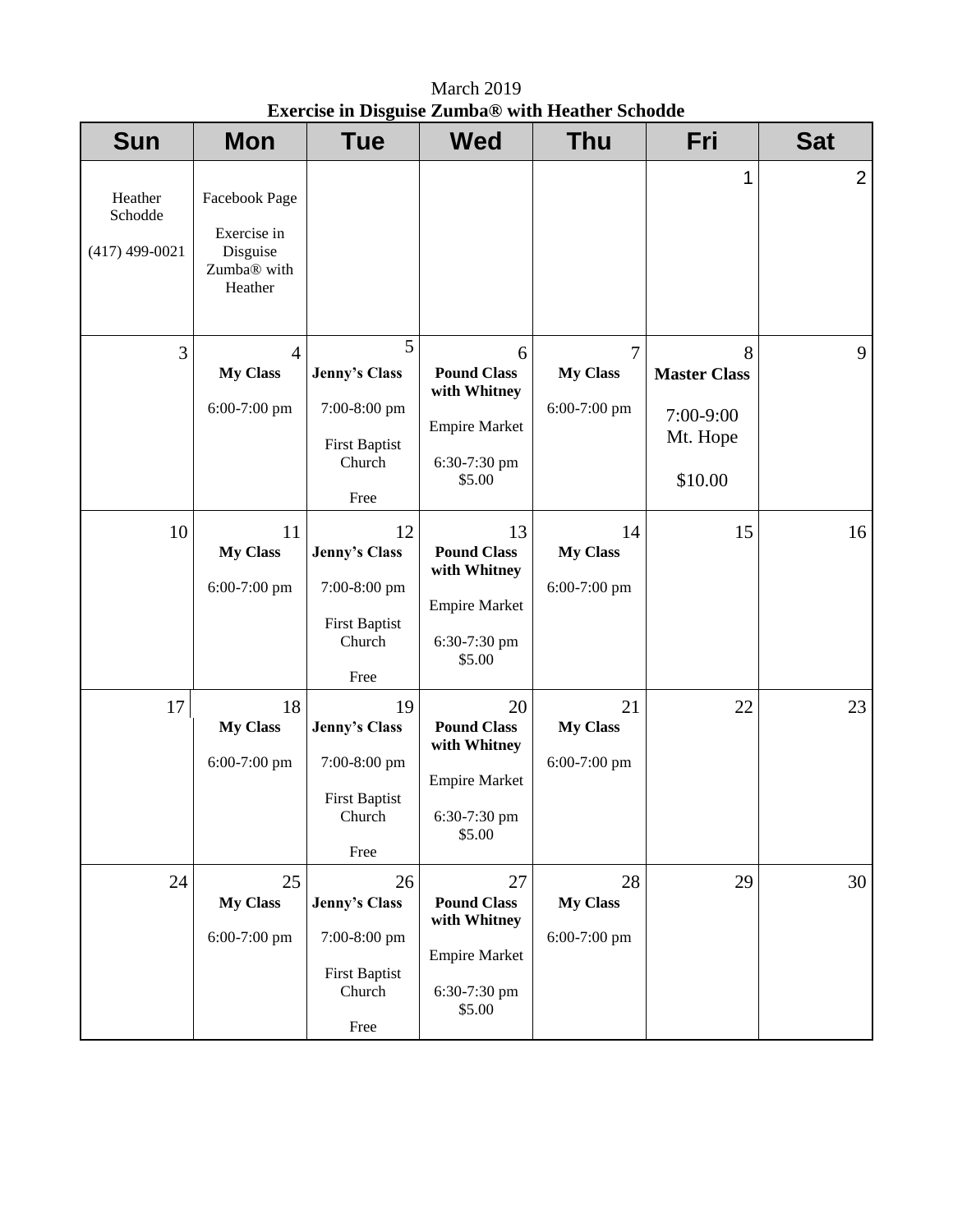March 2019

**Exercise in Disguise Zumba® with Heather Schodde**

| Sun | Mon | Tue | Wed | Thu | Fri | Sat |
|---|---|---|---|---|---|---|
| Heather Schodde<br><br>(417) 499-0021 | Facebook Page<br><br>Exercise in Disguise Zumba® with Heather | | | | 1 | 2 |
| 3 | 4<br>**My Class**<br><br>6:00-7:00 pm | 5<br>**Jenny's Class**<br><br>7:00-8:00 pm<br><br>First Baptist Church<br><br>Free | 6<br>**Pound Class with Whitney**<br><br>Empire Market<br><br>6:30-7:30 pm<br>$5.00 | 7<br>**My Class**<br><br>6:00-7:00 pm | 8<br>**Master Class**<br><br>7:00-9:00<br>Mt. Hope<br><br>$10.00 | 9 |
| 10 | 11<br>**My Class**<br><br>6:00-7:00 pm | 12<br>**Jenny's Class**<br><br>7:00-8:00 pm<br><br>First Baptist Church<br><br>Free | 13<br>**Pound Class with Whitney**<br><br>Empire Market<br><br>6:30-7:30 pm<br>$5.00 | 14<br>**My Class**<br><br>6:00-7:00 pm | 15 | 16 |
| 17 | 18<br>**My Class**<br><br>6:00-7:00 pm | 19<br>**Jenny's Class**<br><br>7:00-8:00 pm<br><br>First Baptist Church<br><br>Free | 20<br>**Pound Class with Whitney**<br><br>Empire Market<br><br>6:30-7:30 pm<br>$5.00 | 21<br>**My Class**<br><br>6:00-7:00 pm | 22 | 23 |
| 24 | 25<br>**My Class**<br><br>6:00-7:00 pm | 26<br>**Jenny's Class**<br><br>7:00-8:00 pm<br><br>First Baptist Church<br><br>Free | 27<br>**Pound Class with Whitney**<br><br>Empire Market<br><br>6:30-7:30 pm<br>$5.00 | 28<br>**My Class**<br><br>6:00-7:00 pm | 29 | 30 |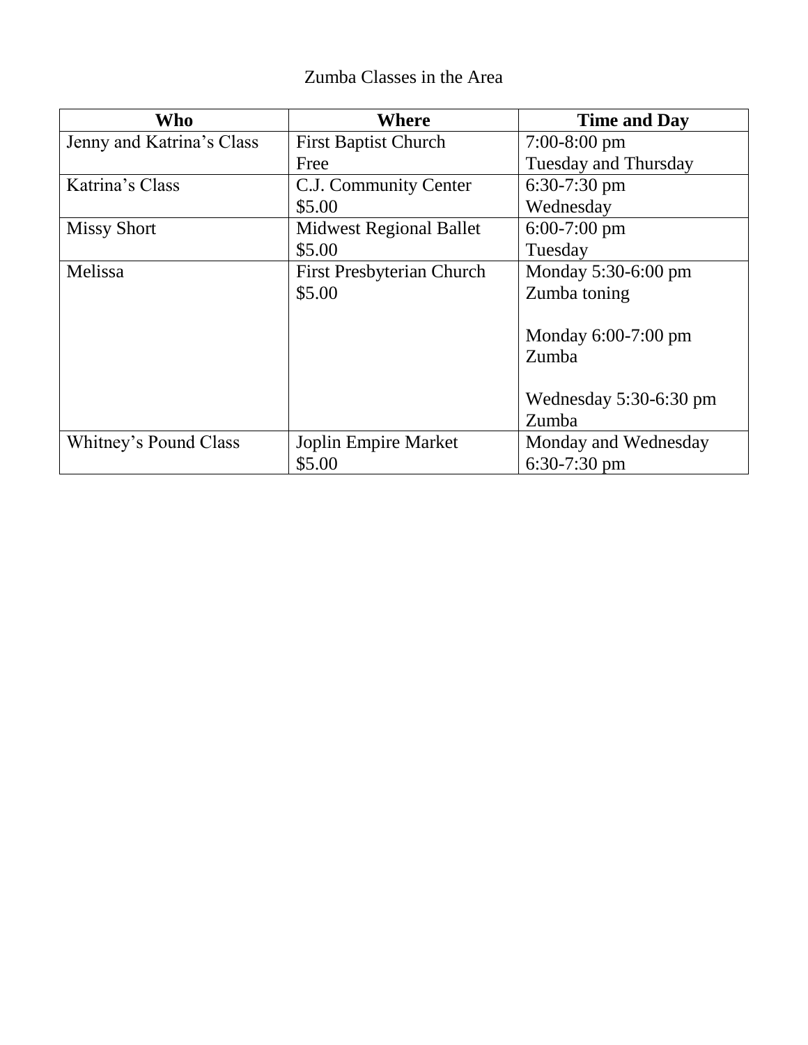Zumba Classes in the Area

| Who | Where | Time and Day |
|---|---|---|
| Jenny and Katrina's Class | First Baptist Church<br>Free | 7:00-8:00 pm<br>Tuesday and Thursday |
| Katrina's Class | C.J. Community Center<br>$5.00 | 6:30-7:30 pm<br>Wednesday |
| Missy Short | Midwest Regional Ballet<br>$5.00 | 6:00-7:00 pm<br>Tuesday |
| Melissa | First Presbyterian Church<br>$5.00 | Monday 5:30-6:00 pm<br>Zumba toning<br><br>Monday 6:00-7:00 pm<br>Zumba<br><br>Wednesday 5:30-6:30 pm<br>Zumba |
| Whitney's Pound Class | Joplin Empire Market<br>$5.00 | Monday and Wednesday<br>6:30-7:30 pm |